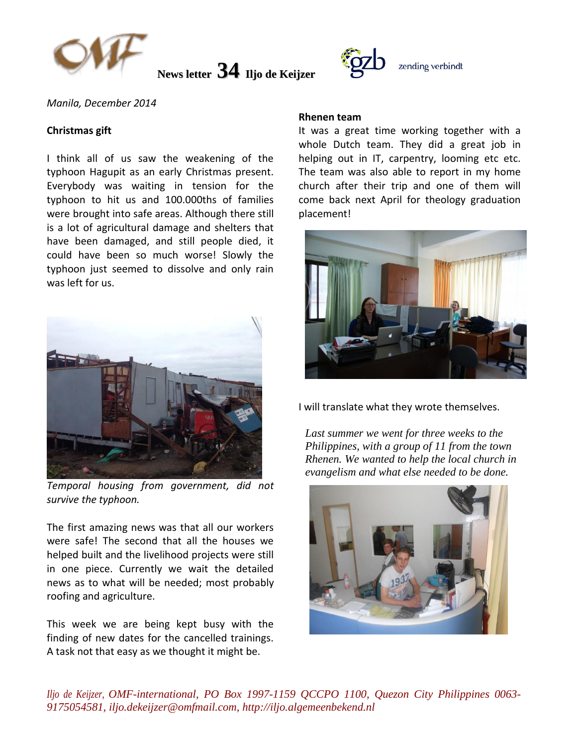**News letter 34 Iljo de Keijzer**

zending verbindt

*Manila, December 2014*

**Christmas gift**

I think all of us saw the weakening of the typhoon Hagupit as an early Christmas present. Everybody was waiting in tension for the typhoon to hit us and 100.000ths of families were brought into safe areas. Although there still is a lot of agricultural damage and shelters that have been damaged, and still people died, it could have been so much worse! Slowly the typhoon just seemed to dissolve and only rain was left for us.

*Temporal housing from government, did not survive the typhoon.*

The first amazing news was that all our workers were safe! The second that all the houses we helped built and the livelihood projects were still in one piece. Currently we wait the detailed news as to what will be needed; most probably roofing and agriculture.

This week we are being kept busy with the finding of new dates for the cancelled trainings. A task not that easy as we thought it might be.

**Rhenen team**

It was a great time working together with a whole Dutch team. They did a great job in helping out in IT, carpentry, looming etc etc. The team was also able to report in my home church after their trip and one of them will come back next April for theology graduation placement!

I will translate what they wrote themselves.

*Last summer we went for three weeks to the Philippines, with a group of 11 from the town Rhenen. We wanted to help the local church in evangelism and what else needed to be done.*

*Iljo de Keijzer, OMF-international, PO Box 1997-1159 QCCPO 1100, Quezon City Philippines 0063-9175054581, iljo.dekeijzer@omfmail.com, http://iljo.algemeenbekend.nl*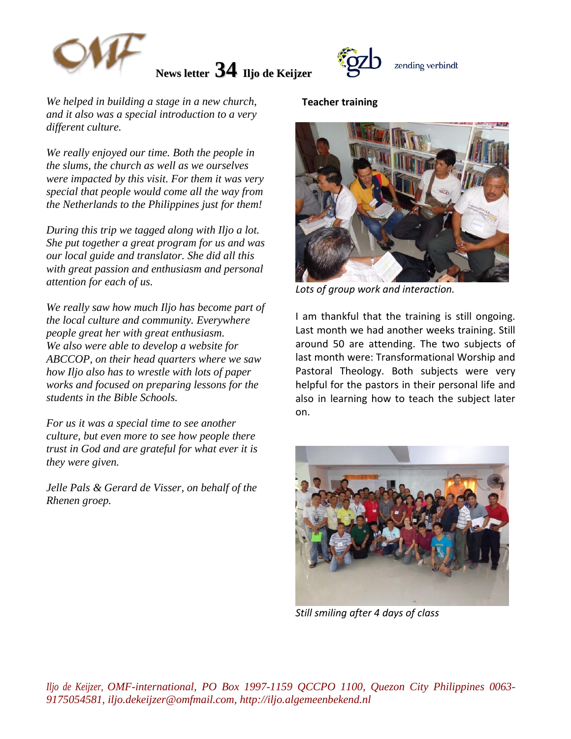**News letter 34 Iljo de Keijzer**

zending verbindt

*We helped in building a stage in a new church, and it also was a special introduction to a very different culture.*

*We really enjoyed our time. Both the people in the slums, the church as well as we ourselves were impacted by this visit. For them it was very special that people would come all the way from the Netherlands to the Philippines just for them!*

*During this trip we tagged along with Iljo a lot. She put together a great program for us and was our local guide and translator. She did all this with great passion and enthusiasm and personal attention for each of us.*

*We really saw how much Iljo has become part of the local culture and community. Everywhere people great her with great enthusiasm. We also were able to develop a website for ABCCOP, on their head quarters where we saw how Iljo also has to wrestle with lots of paper works and focused on preparing lessons for the students in the Bible Schools.*

*For us it was a special time to see another culture, but even more to see how people there trust in God and are grateful for what ever it is they were given.*

*Jelle Pals & Gerard de Visser, on behalf of the Rhenen groep.*

**Teacher training**

*Lots of group work and interaction.*

I am thankful that the training is still ongoing. Last month we had another weeks training. Still around 50 are attending. The two subjects of last month were: Transformational Worship and Pastoral Theology. Both subjects were very helpful for the pastors in their personal life and also in learning how to teach the subject later on.

*Still smiling after 4 days of class*

*Iljo de Keijzer, OMF-international, PO Box 1997-1159 QCCPO 1100, Quezon City Philippines 0063-9175054581, iljo.dekeijzer@omfmail.com, http://iljo.algemeenbekend.nl*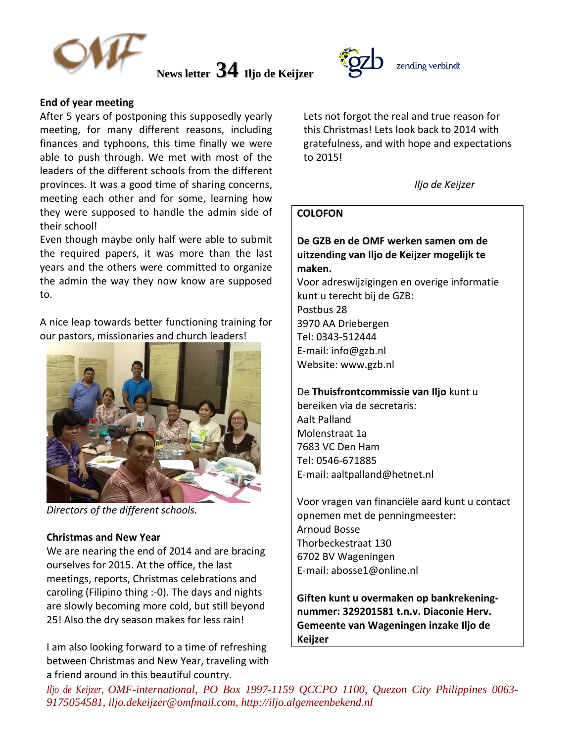News letter **34** Iljo de Keijzer

zending verbindt

### End of year meeting

After 5 years of postponing this supposedly yearly meeting, for many different reasons, including finances and typhoons, this time finally we were able to push through. We met with most of the leaders of the different schools from the different provinces. It was a good time of sharing concerns, meeting each other and for some, learning how they were supposed to handle the admin side of their school!

Even though maybe only half were able to submit the required papers, it was more than the last years and the others were committed to organize the admin the way they now know are supposed to.

A nice leap towards better functioning training for our pastors, missionaries and church leaders!

*Directors of the different schools.*

### Christmas and New Year

We are nearing the end of 2014 and are bracing ourselves for 2015. At the office, the last meetings, reports, Christmas celebrations and caroling (Filipino thing :-0). The days and nights are slowly becoming more cold, but still beyond 25! Also the dry season makes for less rain!

I am also looking forward to a time of refreshing between Christmas and New Year, traveling with a friend around in this beautiful country.

Lets not forgot the real and true reason for this Christmas! Lets look back to 2014 with gratefulness, and with hope and expectations to 2015!

*Iljo de Keijzer*

**COLOFON**

**De GZB en de OMF werken samen om de uitzending van Iljo de Keijzer mogelijk te maken.**

Voor adreswijzigingen en overige informatie kunt u terecht bij de GZB:
Postbus 28
3970 AA Driebergen
Tel: 0343-512444
E-mail: info@gzb.nl
Website: www.gzb.nl

De **Thuisfrontcommissie van Iljo** kunt u bereiken via de secretaris:
Aalt Palland
Molenstraat 1a
7683 VC Den Ham
Tel: 0546-671885
E-mail: aaltpalland@hetnet.nl

Voor vragen van financiële aard kunt u contact opnemen met de penningmeester:
Arnoud Bosse
Thorbeckestraat 130
6702 BV Wageningen
E-mail: abosse1@online.nl

**Giften kunt u overmaken op bankrekening-nummer: 329201581 t.n.v. Diaconie Herv. Gemeente van Wageningen inzake Iljo de Keijzer**

*Iljo de Keijzer, OMF-international, PO Box 1997-1159 QCCPO 1100, Quezon City Philippines 0063-9175054581, iljo.dekeijzer@omfmail.com, http://iljo.algemeenbekend.nl*